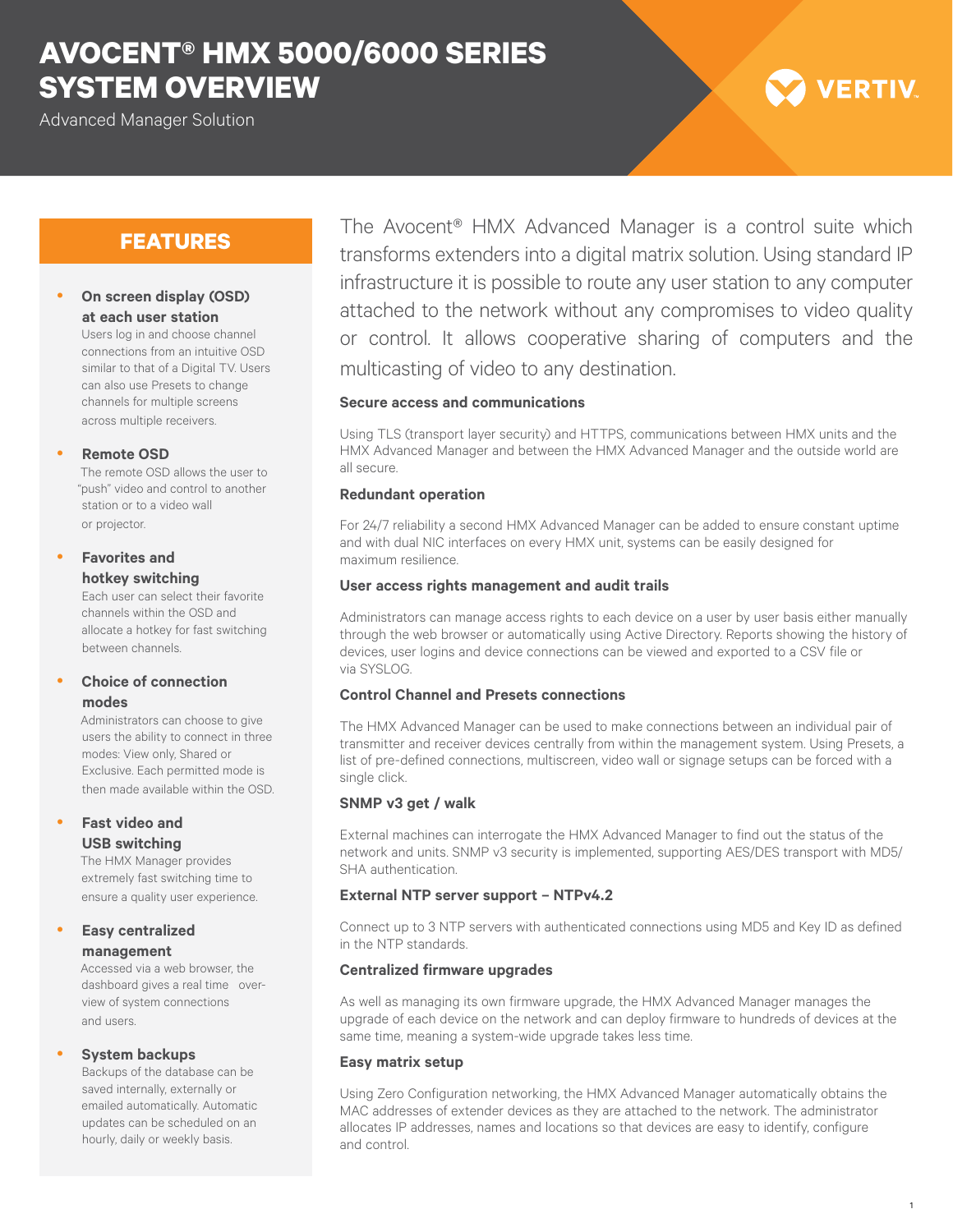# AVOCENT® HMX 5000/6000 SERIES SYSTEM OVERVIEW

Advanced Manager Solution

## FEATURES

- **On screen display (OSD) at each user station**
  Users log in and choose channel connections from an intuitive OSD similar to that of a Digital TV. Users can also use Presets to change channels for multiple screens across multiple receivers.

- **Remote OSD**
  The remote OSD allows the user to "push" video and control to another station or to a video wall or projector.

- **Favorites and hotkey switching**
  Each user can select their favorite channels within the OSD and allocate a hotkey for fast switching between channels.

- **Choice of connection modes**
  Administrators can choose to give users the ability to connect in three modes: View only, Shared or Exclusive. Each permitted mode is then made available within the OSD.

- **Fast video and USB switching**
  The HMX Manager provides extremely fast switching time to ensure a quality user experience.

- **Easy centralized management**
  Accessed via a web browser, the dashboard gives a real time overview of system connections and users.

- **System backups**
  Backups of the database can be saved internally, externally or emailed automatically. Automatic updates can be scheduled on an hourly, daily or weekly basis.

The Avocent® HMX Advanced Manager is a control suite which transforms extenders into a digital matrix solution. Using standard IP infrastructure it is possible to route any user station to any computer attached to the network without any compromises to video quality or control. It allows cooperative sharing of computers and the multicasting of video to any destination.

### Secure access and communications

Using TLS (transport layer security) and HTTPS, communications between HMX units and the HMX Advanced Manager and between the HMX Advanced Manager and the outside world are all secure.

### Redundant operation

For 24/7 reliability a second HMX Advanced Manager can be added to ensure constant uptime and with dual NIC interfaces on every HMX unit, systems can be easily designed for maximum resilience.

### User access rights management and audit trails

Administrators can manage access rights to each device on a user by user basis either manually through the web browser or automatically using Active Directory. Reports showing the history of devices, user logins and device connections can be viewed and exported to a CSV file or via SYSLOG.

### Control Channel and Presets connections

The HMX Advanced Manager can be used to make connections between an individual pair of transmitter and receiver devices centrally from within the management system. Using Presets, a list of pre-defined connections, multiscreen, video wall or signage setups can be forced with a single click.

### SNMP v3 get / walk

External machines can interrogate the HMX Advanced Manager to find out the status of the network and units. SNMP v3 security is implemented, supporting AES/DES transport with MD5/SHA authentication.

### External NTP server support – NTPv4.2

Connect up to 3 NTP servers with authenticated connections using MD5 and Key ID as defined in the NTP standards.

### Centralized firmware upgrades

As well as managing its own firmware upgrade, the HMX Advanced Manager manages the upgrade of each device on the network and can deploy firmware to hundreds of devices at the same time, meaning a system-wide upgrade takes less time.

### Easy matrix setup

Using Zero Configuration networking, the HMX Advanced Manager automatically obtains the MAC addresses of extender devices as they are attached to the network. The administrator allocates IP addresses, names and locations so that devices are easy to identify, configure and control.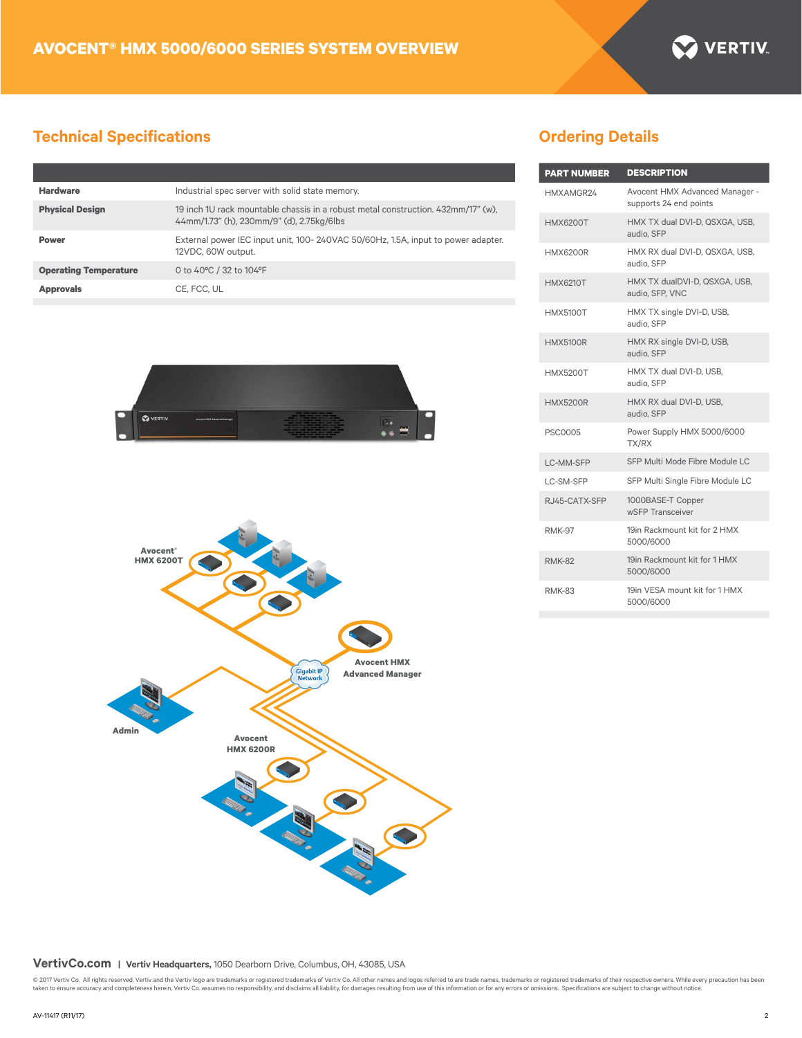# AVOCENT® HMX 5000/6000 SERIES SYSTEM OVERVIEW

## Technical Specifications

| | |
|---|---|
| **Hardware** | Industrial spec server with solid state memory. |
| **Physical Design** | 19 inch 1U rack mountable chassis in a robust metal construction. 432mm/17" (w), 44mm/1.73" (h), 230mm/9" (d), 2.75kg/6lbs |
| **Power** | External power IEC input unit, 100- 240VAC 50/60Hz, 1.5A, input to power adapter. 12VDC, 60W output. |
| **Operating Temperature** | 0 to 40°C / 32 to 104°F |
| **Approvals** | CE, FCC, UL |

Avocent® HMX 6200T

Gigabit IP Network

Avocent HMX Advanced Manager

Admin

Avocent HMX 6200R

## Ordering Details

| PART NUMBER | DESCRIPTION |
|---|---|
| HMXAMGR24 | Avocent HMX Advanced Manager - supports 24 end points |
| HMX6200T | HMX TX dual DVI-D, QSXGA, USB, audio, SFP |
| HMX6200R | HMX RX dual DVI-D, QSXGA, USB, audio, SFP |
| HMX6210T | HMX TX dualDVI-D, QSXGA, USB, audio, SFP, VNC |
| HMX5100T | HMX TX single DVI-D, USB, audio, SFP |
| HMX5100R | HMX RX single DVI-D, USB, audio, SFP |
| HMX5200T | HMX TX dual DVI-D, USB, audio, SFP |
| HMX5200R | HMX RX dual DVI-D, USB, audio, SFP |
| PSC0005 | Power Supply HMX 5000/6000 TX/RX |
| LC-MM-SFP | SFP Multi Mode Fibre Module LC |
| LC-SM-SFP | SFP Multi Single Fibre Module LC |
| RJ45-CATX-SFP | 1000BASE-T Copper wSFP Transceiver |
| RMK-97 | 19in Rackmount kit for 2 HMX 5000/6000 |
| RMK-82 | 19in Rackmount kit for 1 HMX 5000/6000 |
| RMK-83 | 19in VESA mount kit for 1 HMX 5000/6000 |

**VertivCo.com** | **Vertiv Headquarters,** 1050 Dearborn Drive, Columbus, OH, 43085, USA

© 2017 Vertiv Co. All rights reserved. Vertiv and the Vertiv logo are trademarks or registered trademarks of Vertiv Co. All other names and logos referred to are trade names, trademarks or registered trademarks of their respective owners. While every precaution has been taken to ensure accuracy and completeness herein, Vertiv Co. assumes no responsibility, and disclaims all liability, for damages resulting from use of this information or for any errors or omissions. Specifications are subject to change without notice.

AV-11417 (R11/17)